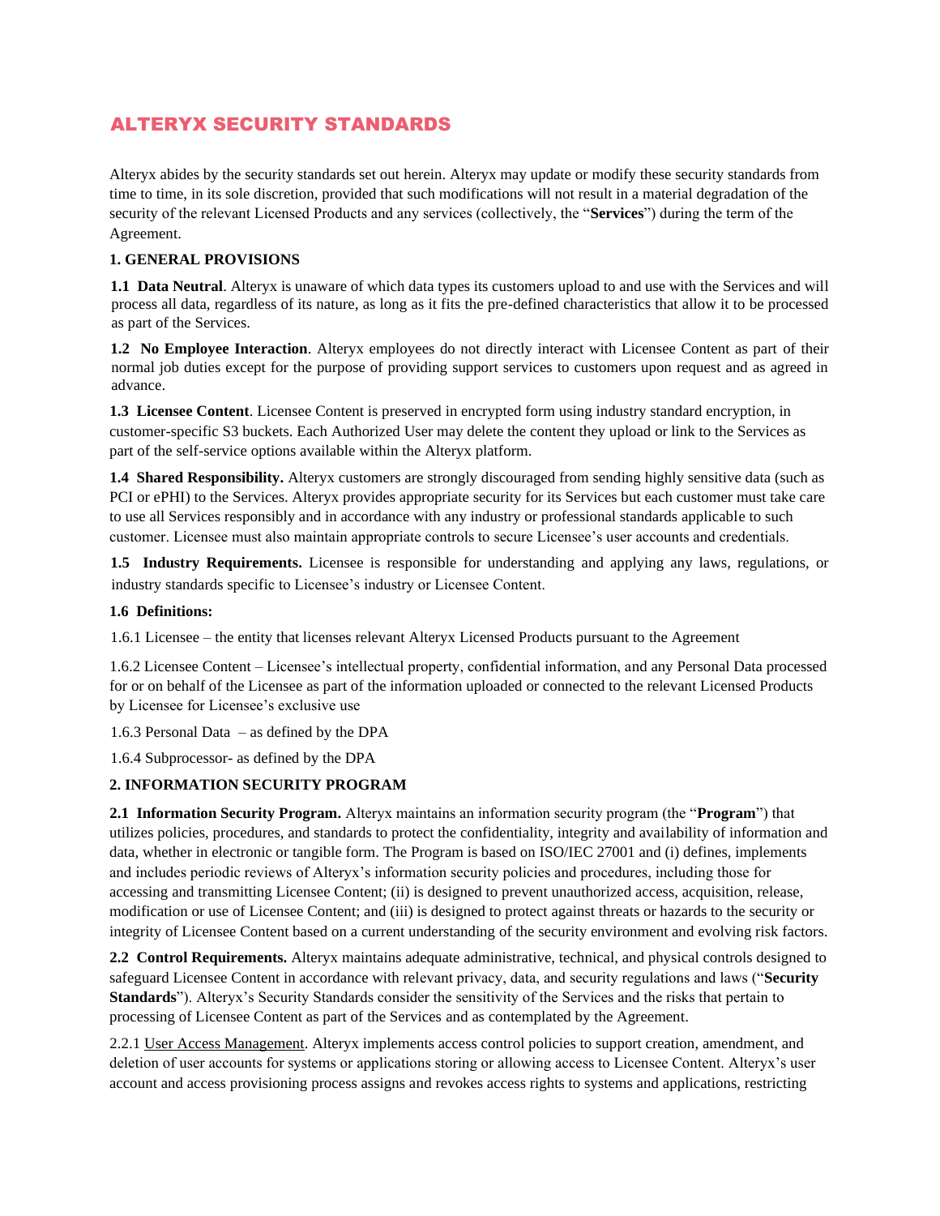# ALTERYX SECURITY STANDARDS

Alteryx abides by the security standards set out herein. Alteryx may update or modify these security standards from time to time, in its sole discretion, provided that such modifications will not result in a material degradation of the security of the relevant Licensed Products and any services (collectively, the "**Services**") during the term of the Agreement.

## 1. GENERAL PROVISIONS

**1.1 Data Neutral**. Alteryx is unaware of which data types its customers upload to and use with the Services and will process all data, regardless of its nature, as long as it fits the pre-defined characteristics that allow it to be processed as part of the Services.

**1.2 No Employee Interaction**. Alteryx employees do not directly interact with Licensee Content as part of their normal job duties except for the purpose of providing support services to customers upon request and as agreed in advance.

**1.3 Licensee Content**. Licensee Content is preserved in encrypted form using industry standard encryption, in customer-specific S3 buckets. Each Authorized User may delete the content they upload or link to the Services as part of the self-service options available within the Alteryx platform.

**1.4 Shared Responsibility.** Alteryx customers are strongly discouraged from sending highly sensitive data (such as PCI or ePHI) to the Services. Alteryx provides appropriate security for its Services but each customer must take care to use all Services responsibly and in accordance with any industry or professional standards applicable to such customer. Licensee must also maintain appropriate controls to secure Licensee's user accounts and credentials.

**1.5 Industry Requirements.** Licensee is responsible for understanding and applying any laws, regulations, or industry standards specific to Licensee's industry or Licensee Content.

**1.6 Definitions:**

1.6.1 Licensee – the entity that licenses relevant Alteryx Licensed Products pursuant to the Agreement

1.6.2 Licensee Content – Licensee's intellectual property, confidential information, and any Personal Data processed for or on behalf of the Licensee as part of the information uploaded or connected to the relevant Licensed Products by Licensee for Licensee's exclusive use

1.6.3 Personal Data – as defined by the DPA

1.6.4 Subprocessor- as defined by the DPA

## 2. INFORMATION SECURITY PROGRAM

**2.1 Information Security Program.** Alteryx maintains an information security program (the "**Program**") that utilizes policies, procedures, and standards to protect the confidentiality, integrity and availability of information and data, whether in electronic or tangible form. The Program is based on ISO/IEC 27001 and (i) defines, implements and includes periodic reviews of Alteryx's information security policies and procedures, including those for accessing and transmitting Licensee Content; (ii) is designed to prevent unauthorized access, acquisition, release, modification or use of Licensee Content; and (iii) is designed to protect against threats or hazards to the security or integrity of Licensee Content based on a current understanding of the security environment and evolving risk factors.

**2.2 Control Requirements.** Alteryx maintains adequate administrative, technical, and physical controls designed to safeguard Licensee Content in accordance with relevant privacy, data, and security regulations and laws ("**Security Standards**"). Alteryx's Security Standards consider the sensitivity of the Services and the risks that pertain to processing of Licensee Content as part of the Services and as contemplated by the Agreement.

2.2.1 User Access Management. Alteryx implements access control policies to support creation, amendment, and deletion of user accounts for systems or applications storing or allowing access to Licensee Content. Alteryx's user account and access provisioning process assigns and revokes access rights to systems and applications, restricting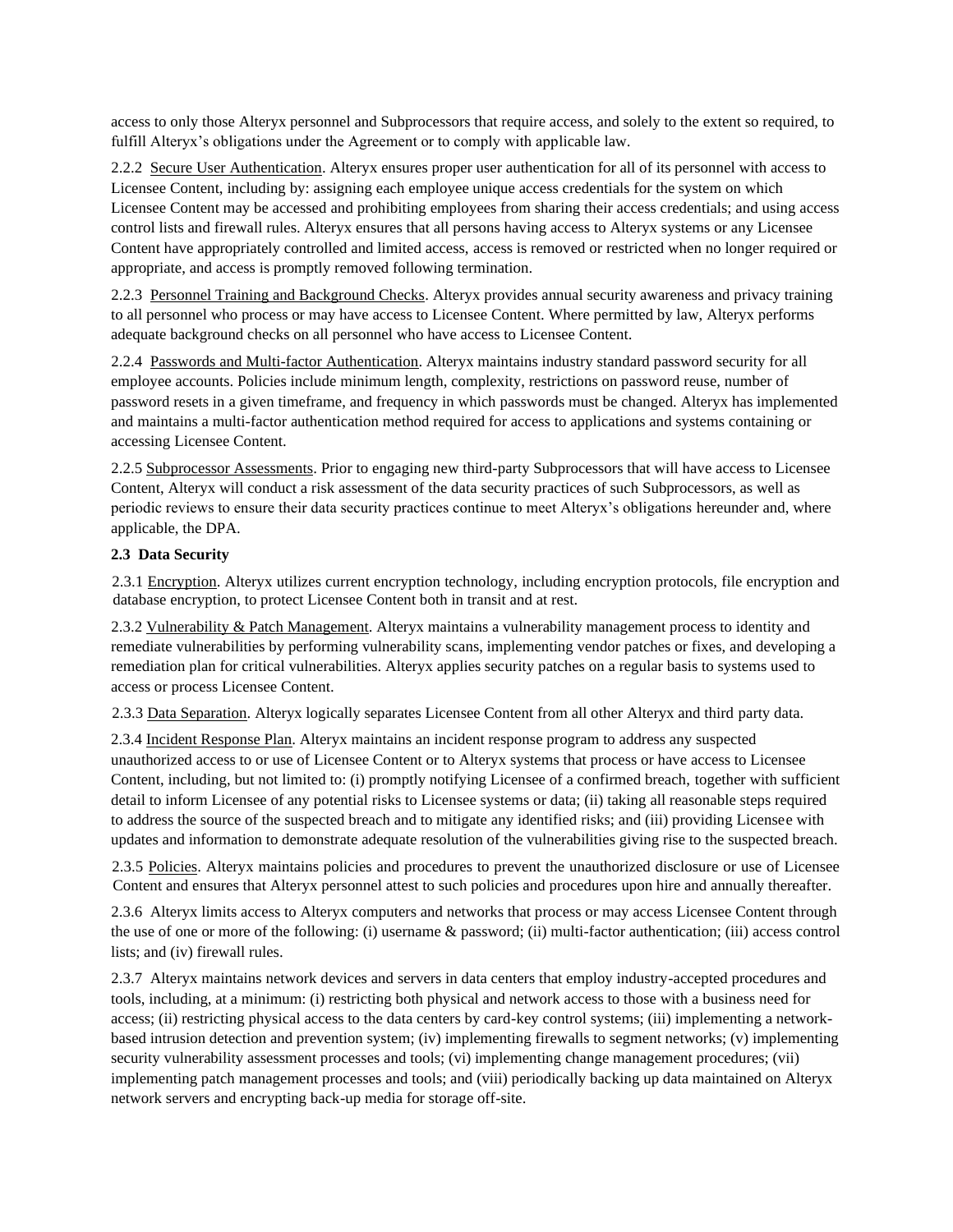access to only those Alteryx personnel and Subprocessors that require access, and solely to the extent so required, to fulfill Alteryx's obligations under the Agreement or to comply with applicable law.

2.2.2 Secure User Authentication. Alteryx ensures proper user authentication for all of its personnel with access to Licensee Content, including by: assigning each employee unique access credentials for the system on which Licensee Content may be accessed and prohibiting employees from sharing their access credentials; and using access control lists and firewall rules. Alteryx ensures that all persons having access to Alteryx systems or any Licensee Content have appropriately controlled and limited access, access is removed or restricted when no longer required or appropriate, and access is promptly removed following termination.

2.2.3 Personnel Training and Background Checks. Alteryx provides annual security awareness and privacy training to all personnel who process or may have access to Licensee Content. Where permitted by law, Alteryx performs adequate background checks on all personnel who have access to Licensee Content.

2.2.4 Passwords and Multi-factor Authentication. Alteryx maintains industry standard password security for all employee accounts. Policies include minimum length, complexity, restrictions on password reuse, number of password resets in a given timeframe, and frequency in which passwords must be changed. Alteryx has implemented and maintains a multi-factor authentication method required for access to applications and systems containing or accessing Licensee Content.

2.2.5 Subprocessor Assessments. Prior to engaging new third-party Subprocessors that will have access to Licensee Content, Alteryx will conduct a risk assessment of the data security practices of such Subprocessors, as well as periodic reviews to ensure their data security practices continue to meet Alteryx's obligations hereunder and, where applicable, the DPA.

**2.3 Data Security**

2.3.1 Encryption. Alteryx utilizes current encryption technology, including encryption protocols, file encryption and database encryption, to protect Licensee Content both in transit and at rest.

2.3.2 Vulnerability & Patch Management. Alteryx maintains a vulnerability management process to identity and remediate vulnerabilities by performing vulnerability scans, implementing vendor patches or fixes, and developing a remediation plan for critical vulnerabilities. Alteryx applies security patches on a regular basis to systems used to access or process Licensee Content.

2.3.3 Data Separation. Alteryx logically separates Licensee Content from all other Alteryx and third party data.

2.3.4 Incident Response Plan. Alteryx maintains an incident response program to address any suspected unauthorized access to or use of Licensee Content or to Alteryx systems that process or have access to Licensee Content, including, but not limited to: (i) promptly notifying Licensee of a confirmed breach, together with sufficient detail to inform Licensee of any potential risks to Licensee systems or data; (ii) taking all reasonable steps required to address the source of the suspected breach and to mitigate any identified risks; and (iii) providing Licensee with updates and information to demonstrate adequate resolution of the vulnerabilities giving rise to the suspected breach.

2.3.5 Policies. Alteryx maintains policies and procedures to prevent the unauthorized disclosure or use of Licensee Content and ensures that Alteryx personnel attest to such policies and procedures upon hire and annually thereafter.

2.3.6 Alteryx limits access to Alteryx computers and networks that process or may access Licensee Content through the use of one or more of the following: (i) username & password; (ii) multi-factor authentication; (iii) access control lists; and (iv) firewall rules.

2.3.7 Alteryx maintains network devices and servers in data centers that employ industry-accepted procedures and tools, including, at a minimum: (i) restricting both physical and network access to those with a business need for access; (ii) restricting physical access to the data centers by card-key control systems; (iii) implementing a network-based intrusion detection and prevention system; (iv) implementing firewalls to segment networks; (v) implementing security vulnerability assessment processes and tools; (vi) implementing change management procedures; (vii) implementing patch management processes and tools; and (viii) periodically backing up data maintained on Alteryx network servers and encrypting back-up media for storage off-site.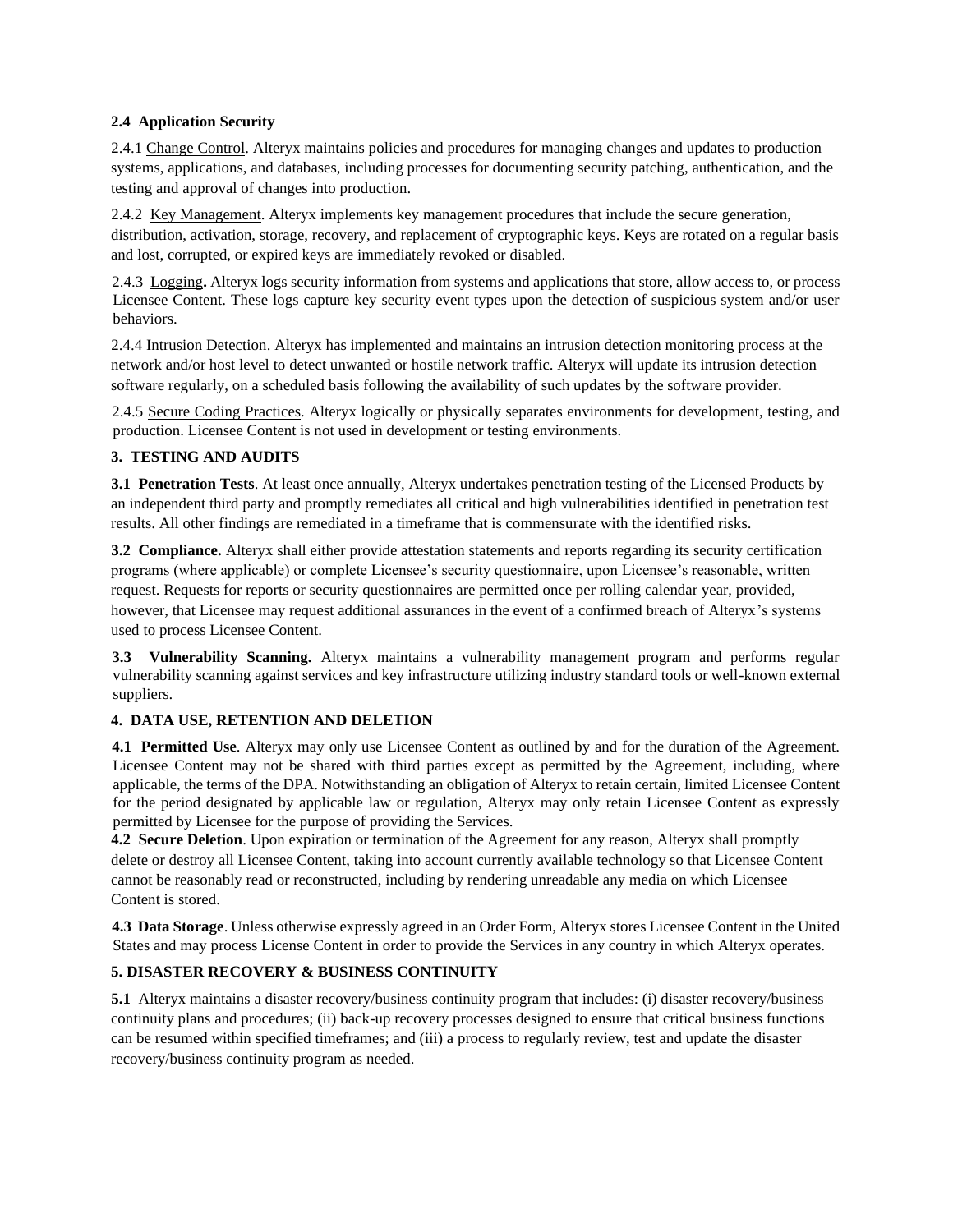**2.4 Application Security**

2.4.1 Change Control. Alteryx maintains policies and procedures for managing changes and updates to production systems, applications, and databases, including processes for documenting security patching, authentication, and the testing and approval of changes into production.

2.4.2 Key Management. Alteryx implements key management procedures that include the secure generation, distribution, activation, storage, recovery, and replacement of cryptographic keys. Keys are rotated on a regular basis and lost, corrupted, or expired keys are immediately revoked or disabled.

2.4.3 Logging**.** Alteryx logs security information from systems and applications that store, allow access to, or process Licensee Content. These logs capture key security event types upon the detection of suspicious system and/or user behaviors.

2.4.4 Intrusion Detection. Alteryx has implemented and maintains an intrusion detection monitoring process at the network and/or host level to detect unwanted or hostile network traffic. Alteryx will update its intrusion detection software regularly, on a scheduled basis following the availability of such updates by the software provider.

2.4.5 Secure Coding Practices. Alteryx logically or physically separates environments for development, testing, and production. Licensee Content is not used in development or testing environments.

**3. TESTING AND AUDITS**

**3.1 Penetration Tests**. At least once annually, Alteryx undertakes penetration testing of the Licensed Products by an independent third party and promptly remediates all critical and high vulnerabilities identified in penetration test results. All other findings are remediated in a timeframe that is commensurate with the identified risks.

**3.2 Compliance.** Alteryx shall either provide attestation statements and reports regarding its security certification programs (where applicable) or complete Licensee's security questionnaire, upon Licensee's reasonable, written request. Requests for reports or security questionnaires are permitted once per rolling calendar year, provided, however, that Licensee may request additional assurances in the event of a confirmed breach of Alteryx's systems used to process Licensee Content.

**3.3 Vulnerability Scanning.** Alteryx maintains a vulnerability management program and performs regular vulnerability scanning against services and key infrastructure utilizing industry standard tools or well-known external suppliers.

**4. DATA USE, RETENTION AND DELETION**

**4.1 Permitted Use**. Alteryx may only use Licensee Content as outlined by and for the duration of the Agreement. Licensee Content may not be shared with third parties except as permitted by the Agreement, including, where applicable, the terms of the DPA. Notwithstanding an obligation of Alteryx to retain certain, limited Licensee Content for the period designated by applicable law or regulation, Alteryx may only retain Licensee Content as expressly permitted by Licensee for the purpose of providing the Services.

**4.2 Secure Deletion**. Upon expiration or termination of the Agreement for any reason, Alteryx shall promptly delete or destroy all Licensee Content, taking into account currently available technology so that Licensee Content cannot be reasonably read or reconstructed, including by rendering unreadable any media on which Licensee Content is stored.

**4.3 Data Storage**. Unless otherwise expressly agreed in an Order Form, Alteryx stores Licensee Content in the United States and may process License Content in order to provide the Services in any country in which Alteryx operates.

**5. DISASTER RECOVERY & BUSINESS CONTINUITY**

**5.1** Alteryx maintains a disaster recovery/business continuity program that includes: (i) disaster recovery/business continuity plans and procedures; (ii) back-up recovery processes designed to ensure that critical business functions can be resumed within specified timeframes; and (iii) a process to regularly review, test and update the disaster recovery/business continuity program as needed.